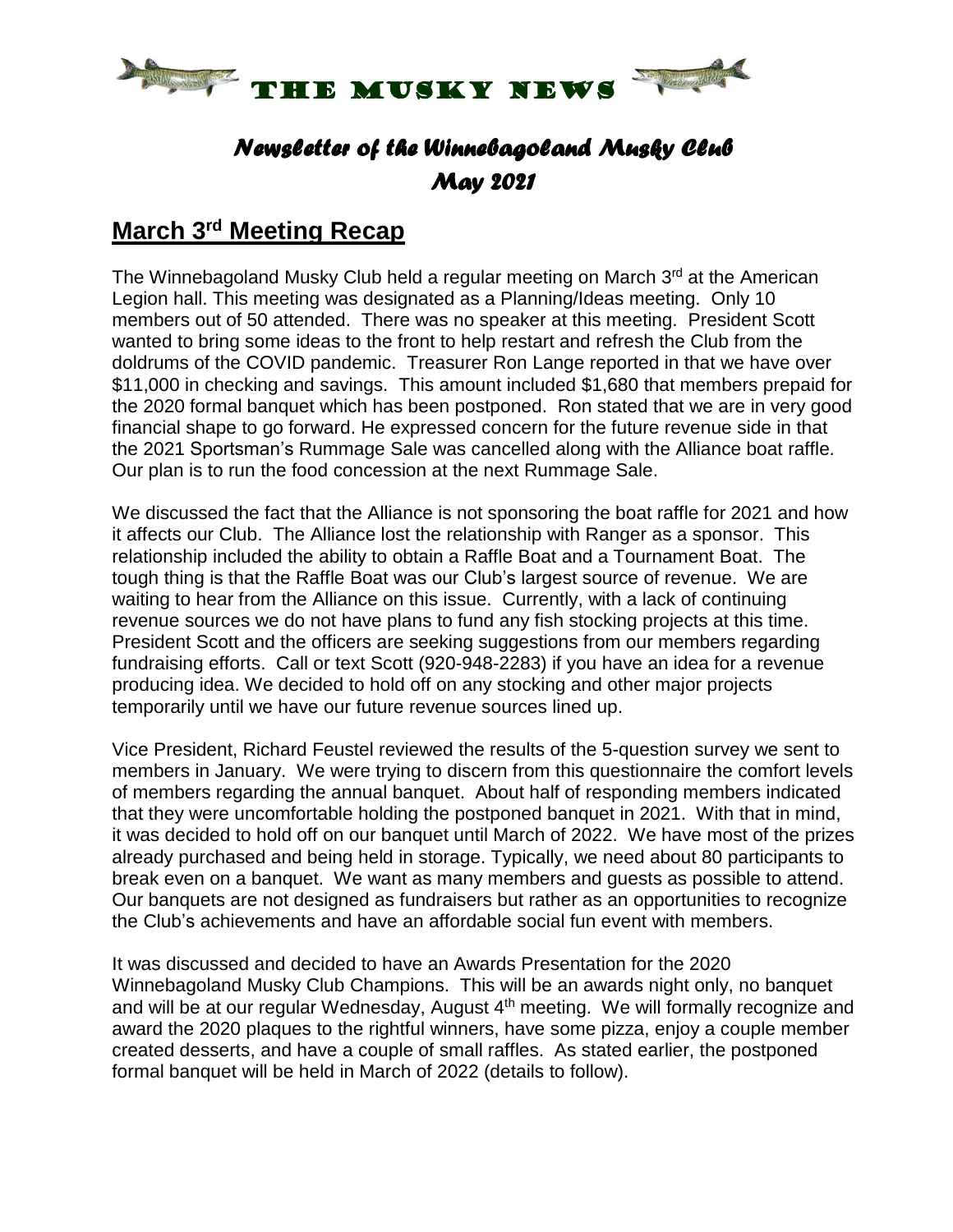# THE MUSKY NEWS

## *Newsletter of the Winnebagoland Musky Club*
## *May 2021*

## **March 3rd Meeting Recap**

The Winnebagoland Musky Club held a regular meeting on March 3rd at the American Legion hall. This meeting was designated as a Planning/Ideas meeting. Only 10 members out of 50 attended. There was no speaker at this meeting. President Scott wanted to bring some ideas to the front to help restart and refresh the Club from the doldrums of the COVID pandemic. Treasurer Ron Lange reported in that we have over \$11,000 in checking and savings. This amount included \$1,680 that members prepaid for the 2020 formal banquet which has been postponed. Ron stated that we are in very good financial shape to go forward. He expressed concern for the future revenue side in that the 2021 Sportsman's Rummage Sale was cancelled along with the Alliance boat raffle. Our plan is to run the food concession at the next Rummage Sale.

We discussed the fact that the Alliance is not sponsoring the boat raffle for 2021 and how it affects our Club. The Alliance lost the relationship with Ranger as a sponsor. This relationship included the ability to obtain a Raffle Boat and a Tournament Boat. The tough thing is that the Raffle Boat was our Club's largest source of revenue. We are waiting to hear from the Alliance on this issue. Currently, with a lack of continuing revenue sources we do not have plans to fund any fish stocking projects at this time. President Scott and the officers are seeking suggestions from our members regarding fundraising efforts. Call or text Scott (920-948-2283) if you have an idea for a revenue producing idea. We decided to hold off on any stocking and other major projects temporarily until we have our future revenue sources lined up.

Vice President, Richard Feustel reviewed the results of the 5-question survey we sent to members in January. We were trying to discern from this questionnaire the comfort levels of members regarding the annual banquet. About half of responding members indicated that they were uncomfortable holding the postponed banquet in 2021. With that in mind, it was decided to hold off on our banquet until March of 2022. We have most of the prizes already purchased and being held in storage. Typically, we need about 80 participants to break even on a banquet. We want as many members and guests as possible to attend. Our banquets are not designed as fundraisers but rather as an opportunities to recognize the Club's achievements and have an affordable social fun event with members.

It was discussed and decided to have an Awards Presentation for the 2020 Winnebagoland Musky Club Champions. This will be an awards night only, no banquet and will be at our regular Wednesday, August 4th meeting. We will formally recognize and award the 2020 plaques to the rightful winners, have some pizza, enjoy a couple member created desserts, and have a couple of small raffles. As stated earlier, the postponed formal banquet will be held in March of 2022 (details to follow).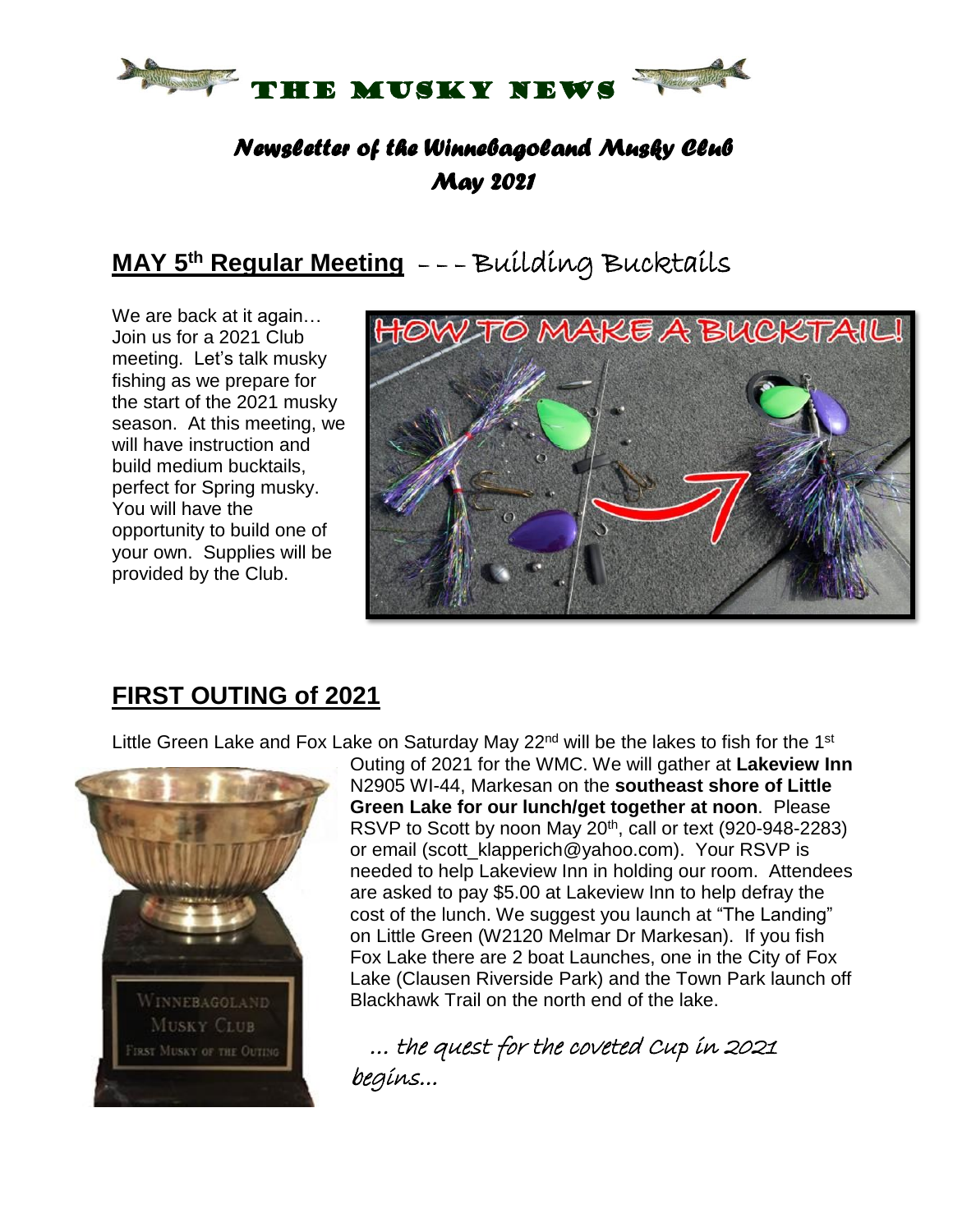# THE MUSKY NEWS

## *Newsletter of the Winnebagoland Musky Club*
## *May 2021*

## **MAY 5th Regular Meeting** – – – Building Bucktails

We are back at it again… Join us for a 2021 Club meeting. Let's talk musky fishing as we prepare for the start of the 2021 musky season. At this meeting, we will have instruction and build medium bucktails, perfect for Spring musky. You will have the opportunity to build one of your own. Supplies will be provided by the Club.

## **FIRST OUTING of 2021**

Little Green Lake and Fox Lake on Saturday May 22nd will be the lakes to fish for the 1st Outing of 2021 for the WMC. We will gather at **Lakeview Inn** N2905 WI-44, Markesan on the **southeast shore of Little Green Lake for our lunch/get together at noon**. Please RSVP to Scott by noon May 20th, call or text (920-948-2283) or email (scott_klapperich@yahoo.com). Your RSVP is needed to help Lakeview Inn in holding our room. Attendees are asked to pay $5.00 at Lakeview Inn to help defray the cost of the lunch. We suggest you launch at "The Landing" on Little Green (W2120 Melmar Dr Markesan). If you fish Fox Lake there are 2 boat Launches, one in the City of Fox Lake (Clausen Riverside Park) and the Town Park launch off Blackhawk Trail on the north end of the lake.

*… the quest for the coveted Cup in 2021 begins…*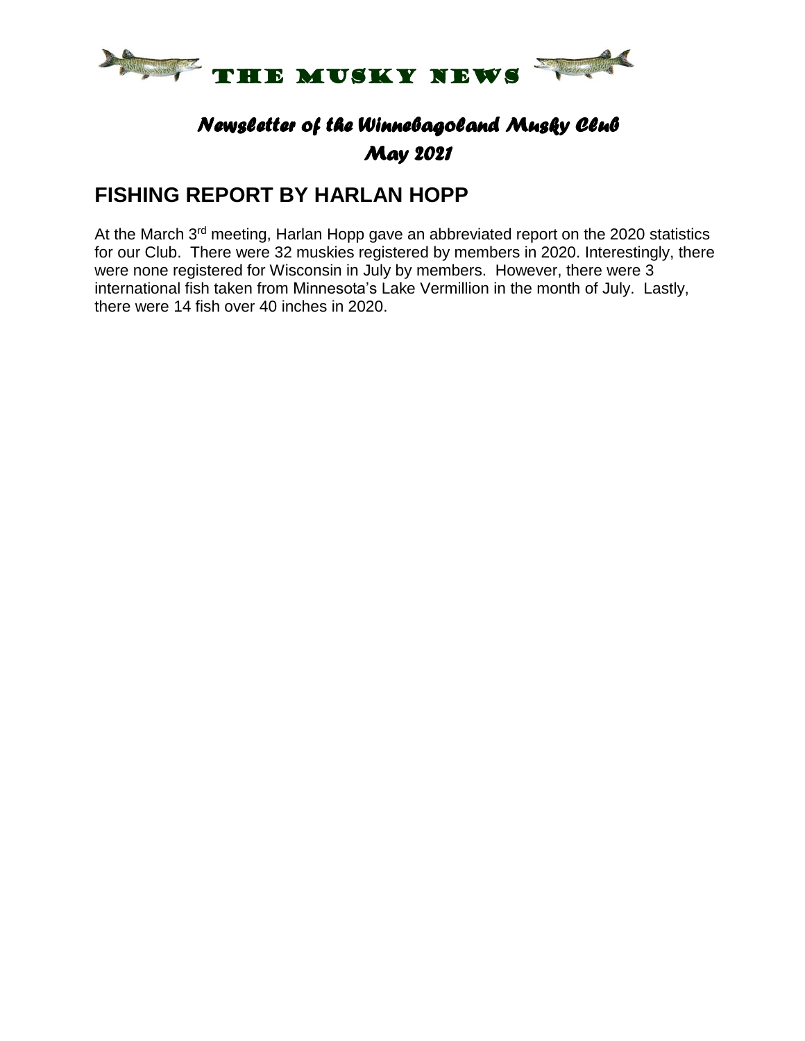# THE MUSKY NEWS

*Newsletter of the Winnebagoland Musky Club*

*May 2021*

## FISHING REPORT BY HARLAN HOPP

At the March 3rd meeting, Harlan Hopp gave an abbreviated report on the 2020 statistics for our Club. There were 32 muskies registered by members in 2020. Interestingly, there were none registered for Wisconsin in July by members. However, there were 3 international fish taken from Minnesota's Lake Vermillion in the month of July. Lastly, there were 14 fish over 40 inches in 2020.